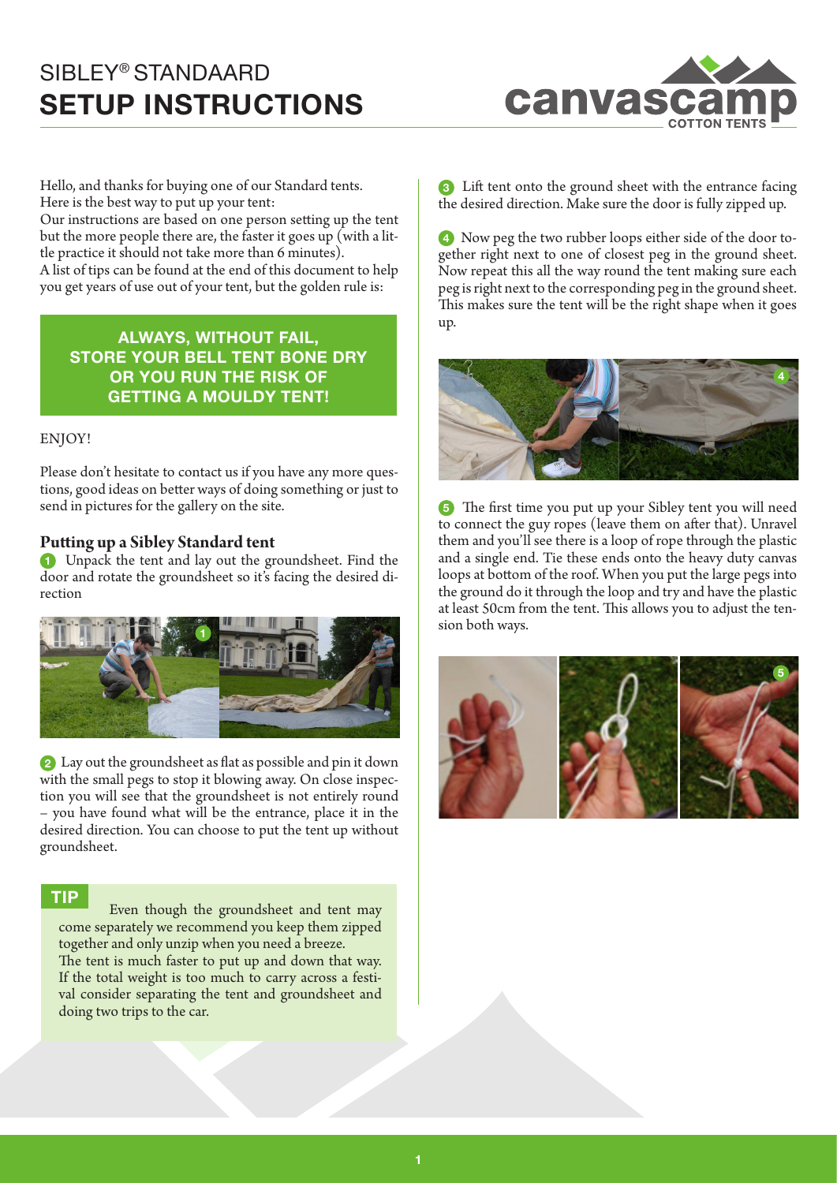# SIBLEY® STANDAARD
# SETUP INSTRUCTIONS

Hello, and thanks for buying one of our Standard tents.
Here is the best way to put up your tent:
Our instructions are based on one person setting up the tent but the more people there are, the faster it goes up (with a little practice it should not take more than 6 minutes).
A list of tips can be found at the end of this document to help you get years of use out of your tent, but the golden rule is:

**ALWAYS, WITHOUT FAIL, STORE YOUR BELL TENT BONE DRY OR YOU RUN THE RISK OF GETTING A MOULDY TENT!**

ENJOY!

Please don't hesitate to contact us if you have any more questions, good ideas on better ways of doing something or just to send in pictures for the gallery on the site.

## Putting up a Sibley Standard tent

1. Unpack the tent and lay out the groundsheet. Find the door and rotate the groundsheet so it's facing the desired direction

2. Lay out the groundsheet as flat as possible and pin it down with the small pegs to stop it blowing away. On close inspection you will see that the groundsheet is not entirely round – you have found what will be the entrance, place it in the desired direction. You can choose to put the tent up without groundsheet.

**TIP**

Even though the groundsheet and tent may come separately we recommend you keep them zipped together and only unzip when you need a breeze.
The tent is much faster to put up and down that way. If the total weight is too much to carry across a festival consider separating the tent and groundsheet and doing two trips to the car.

3. Lift tent onto the ground sheet with the entrance facing the desired direction. Make sure the door is fully zipped up.

4. Now peg the two rubber loops either side of the door together right next to one of closest peg in the ground sheet. Now repeat this all the way round the tent making sure each peg is right next to the corresponding peg in the ground sheet. This makes sure the tent will be the right shape when it goes up.

5. The first time you put up your Sibley tent you will need to connect the guy ropes (leave them on after that). Unravel them and you'll see there is a loop of rope through the plastic and a single end. Tie these ends onto the heavy duty canvas loops at bottom of the roof. When you put the large pegs into the ground do it through the loop and try and have the plastic at least 50cm from the tent. This allows you to adjust the tension both ways.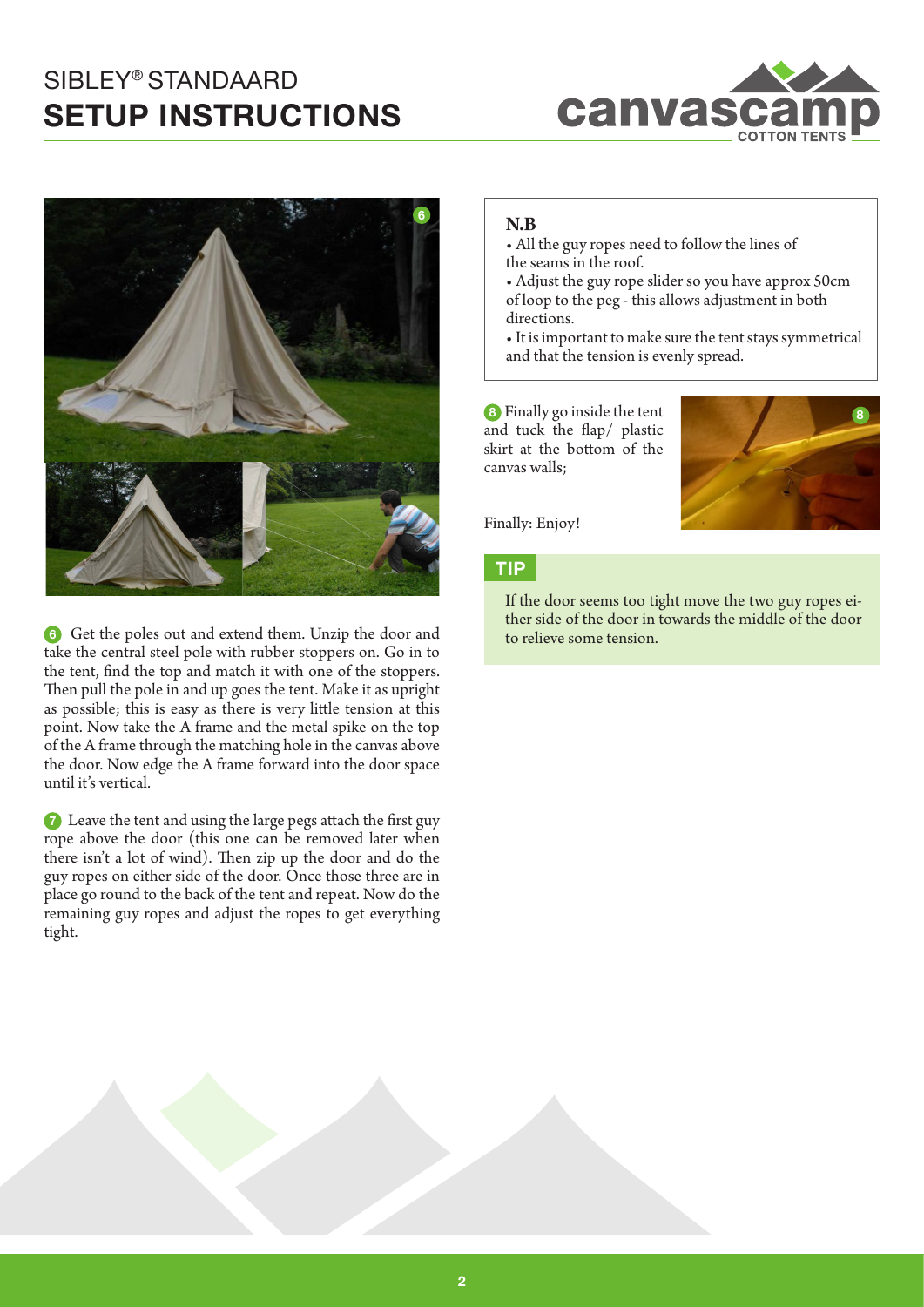# SIBLEY® STANDAARD
## SETUP INSTRUCTIONS

6 Get the poles out and extend them. Unzip the door and take the central steel pole with rubber stoppers on. Go in to the tent, find the top and match it with one of the stoppers. Then pull the pole in and up goes the tent. Make it as upright as possible; this is easy as there is very little tension at this point. Now take the A frame and the metal spike on the top of the A frame through the matching hole in the canvas above the door. Now edge the A frame forward into the door space until it's vertical.

7 Leave the tent and using the large pegs attach the first guy rope above the door (this one can be removed later when there isn't a lot of wind). Then zip up the door and do the guy ropes on either side of the door. Once those three are in place go round to the back of the tent and repeat. Now do the remaining guy ropes and adjust the ropes to get everything tight.

**N.B**

- All the guy ropes need to follow the lines of the seams in the roof.
- Adjust the guy rope slider so you have approx 50cm of loop to the peg - this allows adjustment in both directions.
- It is important to make sure the tent stays symmetrical and that the tension is evenly spread.

8 Finally go inside the tent and tuck the flap/ plastic skirt at the bottom of the canvas walls;

Finally: Enjoy!

**TIP**

If the door seems too tight move the two guy ropes either side of the door in towards the middle of the door to relieve some tension.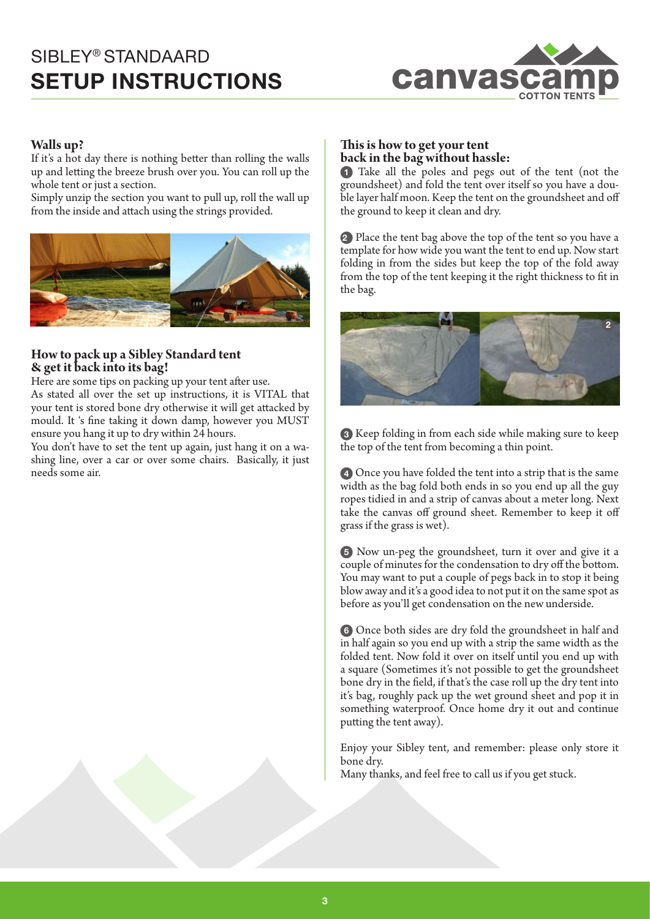# SIBLEY® STANDAARD
# SETUP INSTRUCTIONS

## Walls up?

If it's a hot day there is nothing better than rolling the walls up and letting the breeze brush over you. You can roll up the whole tent or just a section.
Simply unzip the section you want to pull up, roll the wall up from the inside and attach using the strings provided.

## How to pack up a Sibley Standard tent & get it back into its bag!

Here are some tips on packing up your tent after use.
As stated all over the set up instructions, it is VITAL that your tent is stored bone dry otherwise it will get attacked by mould. It 's fine taking it down damp, however you MUST ensure you hang it up to dry within 24 hours.
You don't have to set the tent up again, just hang it on a washing line, over a car or over some chairs. Basically, it just needs some air.

## This is how to get your tent back in the bag without hassle:

1. Take all the poles and pegs out of the tent (not the groundsheet) and fold the tent over itself so you have a double layer half moon. Keep the tent on the groundsheet and off the ground to keep it clean and dry.

2. Place the tent bag above the top of the tent so you have a template for how wide you want the tent to end up. Now start folding in from the sides but keep the top of the fold away from the top of the tent keeping it the right thickness to fit in the bag.

3. Keep folding in from each side while making sure to keep the top of the tent from becoming a thin point.

4. Once you have folded the tent into a strip that is the same width as the bag fold both ends in so you end up all the guy ropes tidied in and a strip of canvas about a meter long. Next take the canvas off ground sheet. Remember to keep it off grass if the grass is wet).

5. Now un-peg the groundsheet, turn it over and give it a couple of minutes for the condensation to dry off the bottom. You may want to put a couple of pegs back in to stop it being blow away and it's a good idea to not put it on the same spot as before as you'll get condensation on the new underside.

6. Once both sides are dry fold the groundsheet in half and in half again so you end up with a strip the same width as the folded tent. Now fold it over on itself until you end up with a square (Sometimes it's not possible to get the groundsheet bone dry in the field, if that's the case roll up the dry tent into it's bag, roughly pack up the wet ground sheet and pop it in something waterproof. Once home dry it out and continue putting the tent away).

Enjoy your Sibley tent, and remember: please only store it bone dry.
Many thanks, and feel free to call us if you get stuck.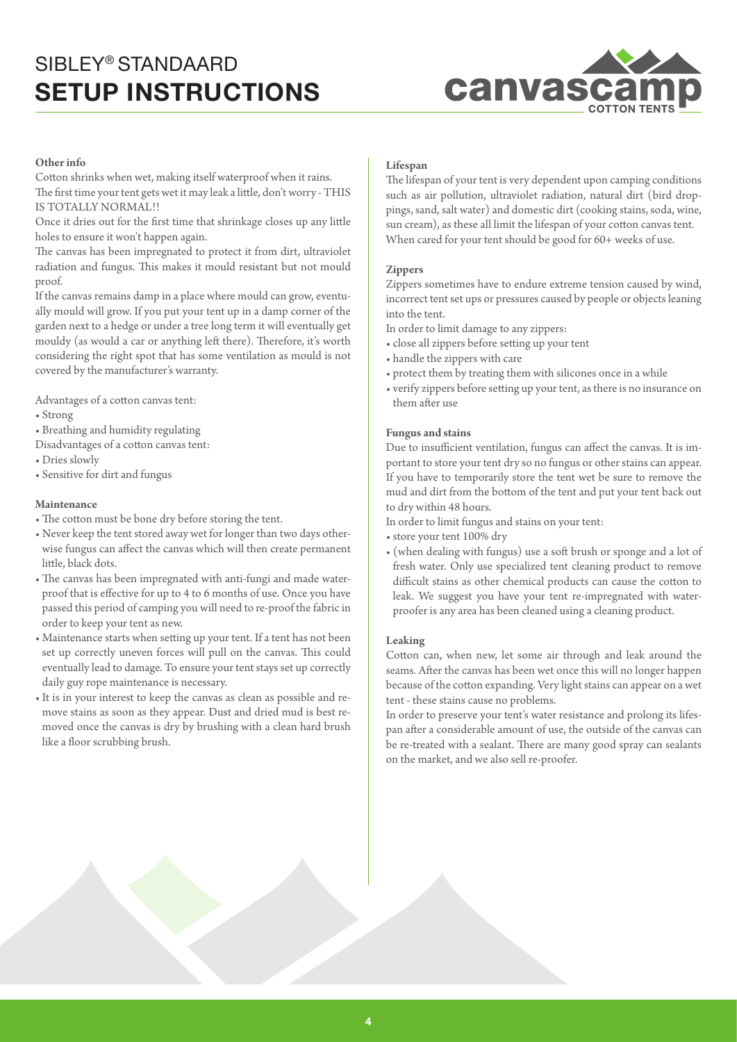# SIBLEY® STANDAARD
# SETUP INSTRUCTIONS

### Other info

Cotton shrinks when wet, making itself waterproof when it rains.
The first time your tent gets wet it may leak a little, don't worry - THIS IS TOTALLY NORMAL!!

Once it dries out for the first time that shrinkage closes up any little holes to ensure it won't happen again.

The canvas has been impregnated to protect it from dirt, ultraviolet radiation and fungus. This makes it mould resistant but not mould proof.

If the canvas remains damp in a place where mould can grow, eventually mould will grow. If you put your tent up in a damp corner of the garden next to a hedge or under a tree long term it will eventually get mouldy (as would a car or anything left there). Therefore, it's worth considering the right spot that has some ventilation as mould is not covered by the manufacturer's warranty.

Advantages of a cotton canvas tent:

- Strong
- Breathing and humidity regulating

Disadvantages of a cotton canvas tent:

- Dries slowly
- Sensitive for dirt and fungus

### Maintenance

- The cotton must be bone dry before storing the tent.
- Never keep the tent stored away wet for longer than two days otherwise fungus can affect the canvas which will then create permanent little, black dots.
- The canvas has been impregnated with anti-fungi and made waterproof that is effective for up to 4 to 6 months of use. Once you have passed this period of camping you will need to re-proof the fabric in order to keep your tent as new.
- Maintenance starts when setting up your tent. If a tent has not been set up correctly uneven forces will pull on the canvas. This could eventually lead to damage. To ensure your tent stays set up correctly daily guy rope maintenance is necessary.
- It is in your interest to keep the canvas as clean as possible and remove stains as soon as they appear. Dust and dried mud is best removed once the canvas is dry by brushing with a clean hard brush like a floor scrubbing brush.

### Lifespan

The lifespan of your tent is very dependent upon camping conditions such as air pollution, ultraviolet radiation, natural dirt (bird droppings, sand, salt water) and domestic dirt (cooking stains, soda, wine, sun cream), as these all limit the lifespan of your cotton canvas tent. When cared for your tent should be good for 60+ weeks of use.

### Zippers

Zippers sometimes have to endure extreme tension caused by wind, incorrect tent set ups or pressures caused by people or objects leaning into the tent.

In order to limit damage to any zippers:

- close all zippers before setting up your tent
- handle the zippers with care
- protect them by treating them with silicones once in a while
- verify zippers before setting up your tent, as there is no insurance on them after use

### Fungus and stains

Due to insufficient ventilation, fungus can affect the canvas. It is important to store your tent dry so no fungus or other stains can appear. If you have to temporarily store the tent wet be sure to remove the mud and dirt from the bottom of the tent and put your tent back out to dry within 48 hours.

In order to limit fungus and stains on your tent:

- store your tent 100% dry
- (when dealing with fungus) use a soft brush or sponge and a lot of fresh water. Only use specialized tent cleaning product to remove difficult stains as other chemical products can cause the cotton to leak. We suggest you have your tent re-impregnated with waterproofer is any area has been cleaned using a cleaning product.

### Leaking

Cotton can, when new, let some air through and leak around the seams. After the canvas has been wet once this will no longer happen because of the cotton expanding. Very light stains can appear on a wet tent - these stains cause no problems.

In order to preserve your tent's water resistance and prolong its lifespan after a considerable amount of use, the outside of the canvas can be re-treated with a sealant. There are many good spray can sealants on the market, and we also sell re-proofer.